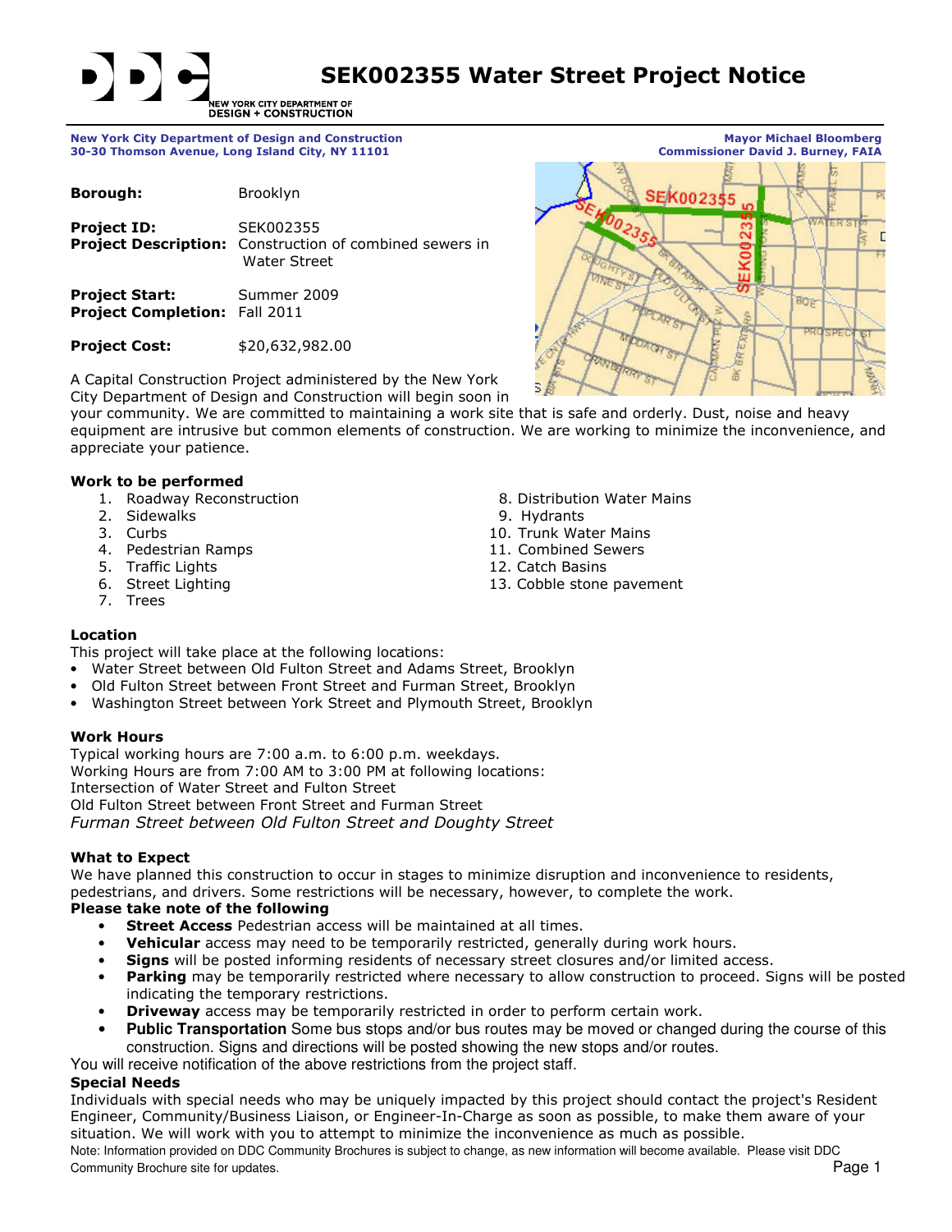# SEK002355 Water Street Project Notice

NEW YORK CITY DEPARTMENT OF DESIGN + CONSTRUCTION

**New York City Department of Design and Construction**
**30-30 Thomson Avenue, Long Island City, NY 11101**

**Mayor Michael Bloomberg**
**Commissioner David J. Burney, FAIA**

**Borough:** Brooklyn

**Project ID:** SEK002355
**Project Description:** Construction of combined sewers in Water Street

**Project Start:** Summer 2009
**Project Completion:** Fall 2011

**Project Cost:** $20,632,982.00

A Capital Construction Project administered by the New York City Department of Design and Construction will begin soon in your community. We are committed to maintaining a work site that is safe and orderly. Dust, noise and heavy equipment are intrusive but common elements of construction. We are working to minimize the inconvenience, and appreciate your patience.

### Work to be performed

1. Roadway Reconstruction
2. Sidewalks
3. Curbs
4. Pedestrian Ramps
5. Traffic Lights
6. Street Lighting
7. Trees
8. Distribution Water Mains
9. Hydrants
10. Trunk Water Mains
11. Combined Sewers
12. Catch Basins
13. Cobble stone pavement

### Location

This project will take place at the following locations:

- Water Street between Old Fulton Street and Adams Street, Brooklyn
- Old Fulton Street between Front Street and Furman Street, Brooklyn
- Washington Street between York Street and Plymouth Street, Brooklyn

### Work Hours

Typical working hours are 7:00 a.m. to 6:00 p.m. weekdays.
Working Hours are from 7:00 AM to 3:00 PM at following locations:
Intersection of Water Street and Fulton Street
Old Fulton Street between Front Street and Furman Street
*Furman Street between Old Fulton Street and Doughty Street*

### What to Expect

We have planned this construction to occur in stages to minimize disruption and inconvenience to residents, pedestrians, and drivers. Some restrictions will be necessary, however, to complete the work.

**Please take note of the following**

- **Street Access** Pedestrian access will be maintained at all times.
- **Vehicular** access may need to be temporarily restricted, generally during work hours.
- **Signs** will be posted informing residents of necessary street closures and/or limited access.
- **Parking** may be temporarily restricted where necessary to allow construction to proceed. Signs will be posted indicating the temporary restrictions.
- **Driveway** access may be temporarily restricted in order to perform certain work.
- **Public Transportation** Some bus stops and/or bus routes may be moved or changed during the course of this construction. Signs and directions will be posted showing the new stops and/or routes.

You will receive notification of the above restrictions from the project staff.

**Special Needs**

Individuals with special needs who may be uniquely impacted by this project should contact the project's Resident Engineer, Community/Business Liaison, or Engineer-In-Charge as soon as possible, to make them aware of your situation. We will work with you to attempt to minimize the inconvenience as much as possible.

Note: Information provided on DDC Community Brochures is subject to change, as new information will become available. Please visit DDC Community Brochure site for updates.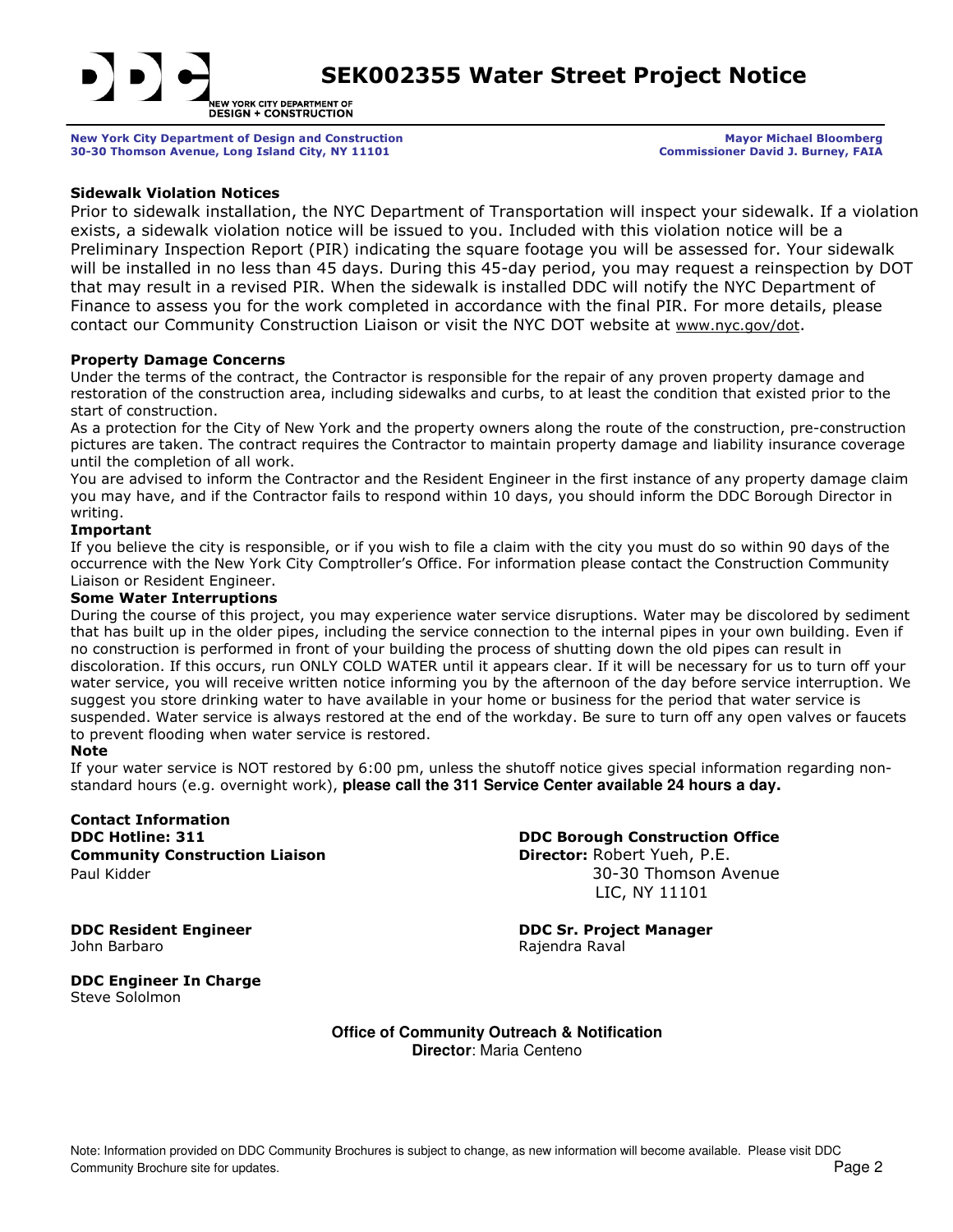# SEK002355 Water Street Project Notice

**New York City Department of Design and Construction**
**30-30 Thomson Avenue, Long Island City, NY 11101**

**Mayor Michael Bloomberg**
**Commissioner David J. Burney, FAIA**

**Sidewalk Violation Notices**

Prior to sidewalk installation, the NYC Department of Transportation will inspect your sidewalk. If a violation exists, a sidewalk violation notice will be issued to you. Included with this violation notice will be a Preliminary Inspection Report (PIR) indicating the square footage you will be assessed for. Your sidewalk will be installed in no less than 45 days. During this 45-day period, you may request a reinspection by DOT that may result in a revised PIR. When the sidewalk is installed DDC will notify the NYC Department of Finance to assess you for the work completed in accordance with the final PIR. For more details, please contact our Community Construction Liaison or visit the NYC DOT website at www.nyc.gov/dot.

**Property Damage Concerns**

Under the terms of the contract, the Contractor is responsible for the repair of any proven property damage and restoration of the construction area, including sidewalks and curbs, to at least the condition that existed prior to the start of construction.

As a protection for the City of New York and the property owners along the route of the construction, pre-construction pictures are taken. The contract requires the Contractor to maintain property damage and liability insurance coverage until the completion of all work.

You are advised to inform the Contractor and the Resident Engineer in the first instance of any property damage claim you may have, and if the Contractor fails to respond within 10 days, you should inform the DDC Borough Director in writing.

**Important**

If you believe the city is responsible, or if you wish to file a claim with the city you must do so within 90 days of the occurrence with the New York City Comptroller's Office. For information please contact the Construction Community Liaison or Resident Engineer.

**Some Water Interruptions**

During the course of this project, you may experience water service disruptions. Water may be discolored by sediment that has built up in the older pipes, including the service connection to the internal pipes in your own building. Even if no construction is performed in front of your building the process of shutting down the old pipes can result in discoloration. If this occurs, run ONLY COLD WATER until it appears clear. If it will be necessary for us to turn off your water service, you will receive written notice informing you by the afternoon of the day before service interruption. We suggest you store drinking water to have available in your home or business for the period that water service is suspended. Water service is always restored at the end of the workday. Be sure to turn off any open valves or faucets to prevent flooding when water service is restored.

**Note**

If your water service is NOT restored by 6:00 pm, unless the shutoff notice gives special information regarding non-standard hours (e.g. overnight work), **please call the 311 Service Center available 24 hours a day.**

**Contact Information**
**DDC Hotline: 311**
**Community Construction Liaison**
Paul Kidder

**DDC Borough Construction Office**
**Director:** Robert Yueh, P.E.
30-30 Thomson Avenue
LIC, NY 11101

**DDC Resident Engineer**
John Barbaro

**DDC Sr. Project Manager**
Rajendra Raval

**DDC Engineer In Charge**
Steve Sololmon

**Office of Community Outreach & Notification**
**Director**: Maria Centeno

Note: Information provided on DDC Community Brochures is subject to change, as new information will become available. Please visit DDC Community Brochure site for updates.